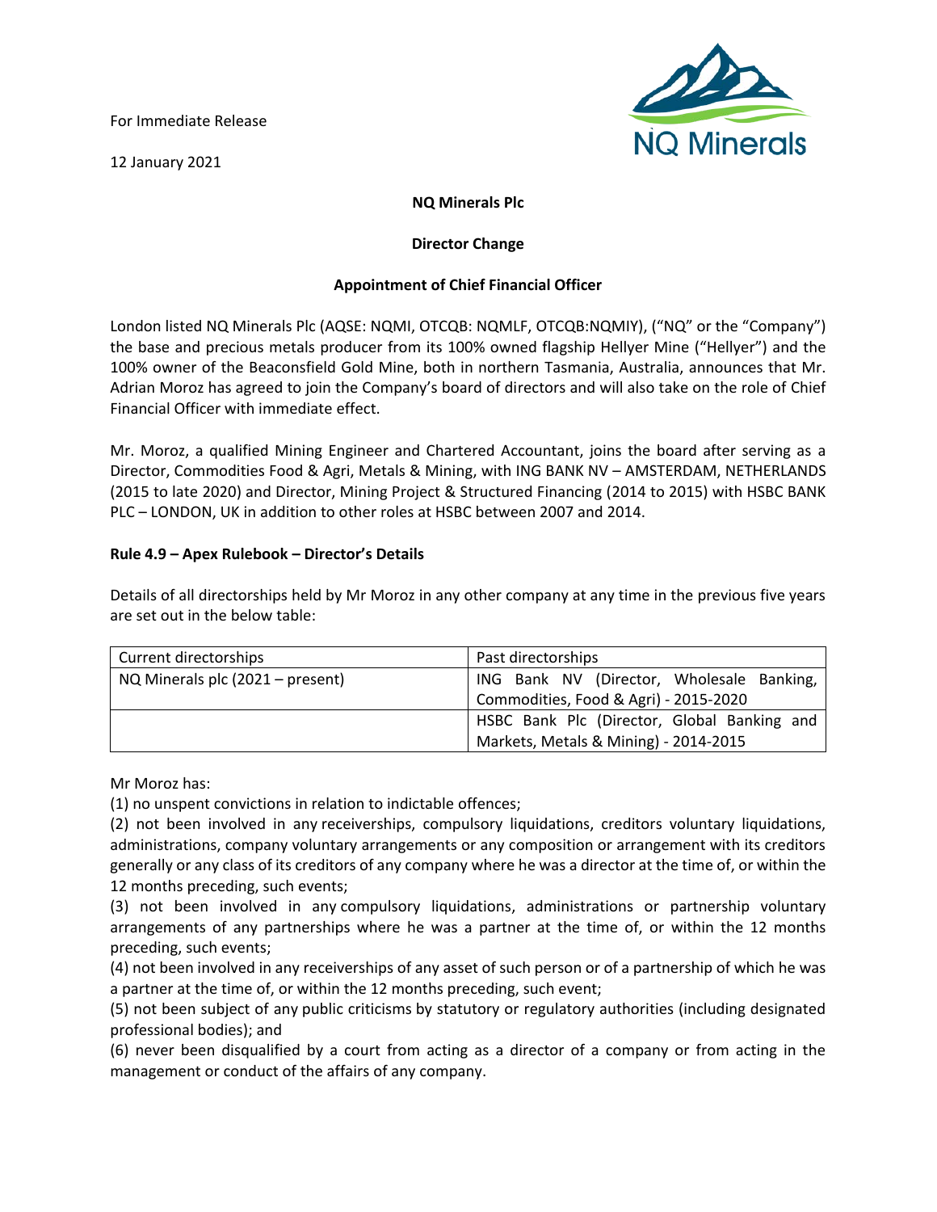For Immediate Release

12 January 2021

**NQ Minerals Plc**

**Director Change**

**Appointment of Chief Financial Officer**

London listed NQ Minerals Plc (AQSE: NQMI, OTCQB: NQMLF, OTCQB:NQMIY), ("NQ" or the "Company") the base and precious metals producer from its 100% owned flagship Hellyer Mine ("Hellyer") and the 100% owner of the Beaconsfield Gold Mine, both in northern Tasmania, Australia, announces that Mr. Adrian Moroz has agreed to join the Company's board of directors and will also take on the role of Chief Financial Officer with immediate effect.

Mr. Moroz, a qualified Mining Engineer and Chartered Accountant, joins the board after serving as a Director, Commodities Food & Agri, Metals & Mining, with ING BANK NV – AMSTERDAM, NETHERLANDS (2015 to late 2020) and Director, Mining Project & Structured Financing (2014 to 2015) with HSBC BANK PLC – LONDON, UK in addition to other roles at HSBC between 2007 and 2014.

**Rule 4.9 – Apex Rulebook – Director's Details**

Details of all directorships held by Mr Moroz in any other company at any time in the previous five years are set out in the below table:

| Current directorships | Past directorships |
| --- | --- |
| NQ Minerals plc (2021 – present) | ING Bank NV (Director, Wholesale Banking, Commodities, Food & Agri) - 2015-2020 |
| | HSBC Bank Plc (Director, Global Banking and Markets, Metals & Mining) - 2014-2015 |

Mr Moroz has:

(1) no unspent convictions in relation to indictable offences;

(2) not been involved in any receiverships, compulsory liquidations, creditors voluntary liquidations, administrations, company voluntary arrangements or any composition or arrangement with its creditors generally or any class of its creditors of any company where he was a director at the time of, or within the 12 months preceding, such events;

(3) not been involved in any compulsory liquidations, administrations or partnership voluntary arrangements of any partnerships where he was a partner at the time of, or within the 12 months preceding, such events;

(4) not been involved in any receiverships of any asset of such person or of a partnership of which he was a partner at the time of, or within the 12 months preceding, such event;

(5) not been subject of any public criticisms by statutory or regulatory authorities (including designated professional bodies); and

(6) never been disqualified by a court from acting as a director of a company or from acting in the management or conduct of the affairs of any company.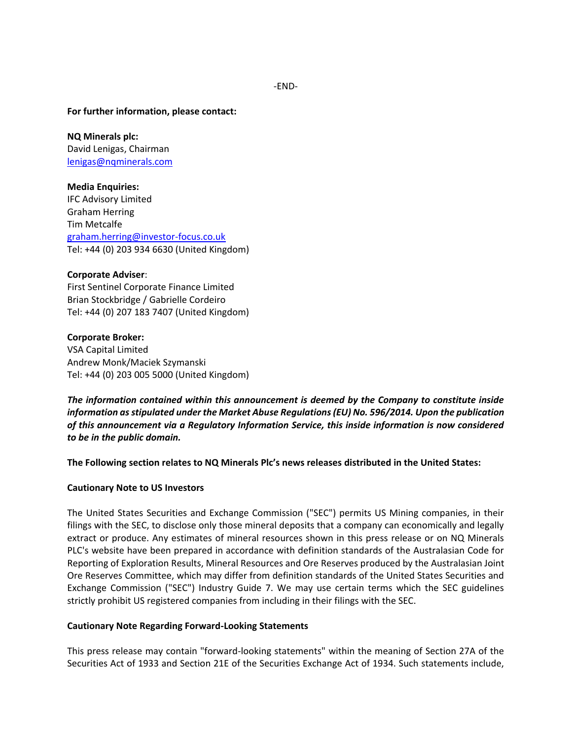-END-

**For further information, please contact:**

**NQ Minerals plc:**
David Lenigas, Chairman
lenigas@nqminerals.com

**Media Enquiries:**
IFC Advisory Limited
Graham Herring
Tim Metcalfe
graham.herring@investor-focus.co.uk
Tel: +44 (0) 203 934 6630 (United Kingdom)

**Corporate Adviser**:
First Sentinel Corporate Finance Limited
Brian Stockbridge / Gabrielle Cordeiro
Tel: +44 (0) 207 183 7407 (United Kingdom)

**Corporate Broker:**
VSA Capital Limited
Andrew Monk/Maciek Szymanski
Tel: +44 (0) 203 005 5000 (United Kingdom)

***The information contained within this announcement is deemed by the Company to constitute inside information as stipulated under the Market Abuse Regulations (EU) No. 596/2014. Upon the publication of this announcement via a Regulatory Information Service, this inside information is now considered to be in the public domain.***

**The Following section relates to NQ Minerals Plc's news releases distributed in the United States:**

**Cautionary Note to US Investors**

The United States Securities and Exchange Commission ("SEC") permits US Mining companies, in their filings with the SEC, to disclose only those mineral deposits that a company can economically and legally extract or produce. Any estimates of mineral resources shown in this press release or on NQ Minerals PLC's website have been prepared in accordance with definition standards of the Australasian Code for Reporting of Exploration Results, Mineral Resources and Ore Reserves produced by the Australasian Joint Ore Reserves Committee, which may differ from definition standards of the United States Securities and Exchange Commission ("SEC") Industry Guide 7. We may use certain terms which the SEC guidelines strictly prohibit US registered companies from including in their filings with the SEC.

**Cautionary Note Regarding Forward-Looking Statements**

This press release may contain "forward-looking statements" within the meaning of Section 27A of the Securities Act of 1933 and Section 21E of the Securities Exchange Act of 1934. Such statements include,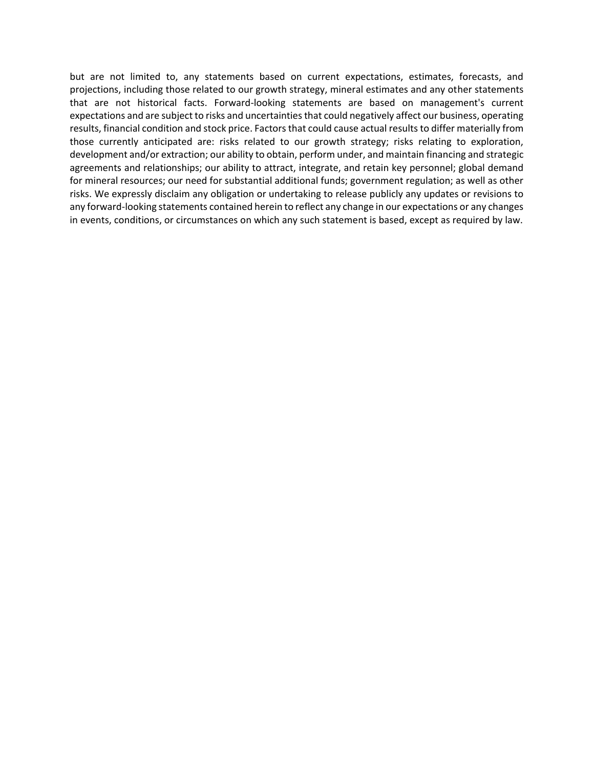but are not limited to, any statements based on current expectations, estimates, forecasts, and projections, including those related to our growth strategy, mineral estimates and any other statements that are not historical facts. Forward-looking statements are based on management's current expectations and are subject to risks and uncertainties that could negatively affect our business, operating results, financial condition and stock price. Factors that could cause actual results to differ materially from those currently anticipated are: risks related to our growth strategy; risks relating to exploration, development and/or extraction; our ability to obtain, perform under, and maintain financing and strategic agreements and relationships; our ability to attract, integrate, and retain key personnel; global demand for mineral resources; our need for substantial additional funds; government regulation; as well as other risks. We expressly disclaim any obligation or undertaking to release publicly any updates or revisions to any forward-looking statements contained herein to reflect any change in our expectations or any changes in events, conditions, or circumstances on which any such statement is based, except as required by law.